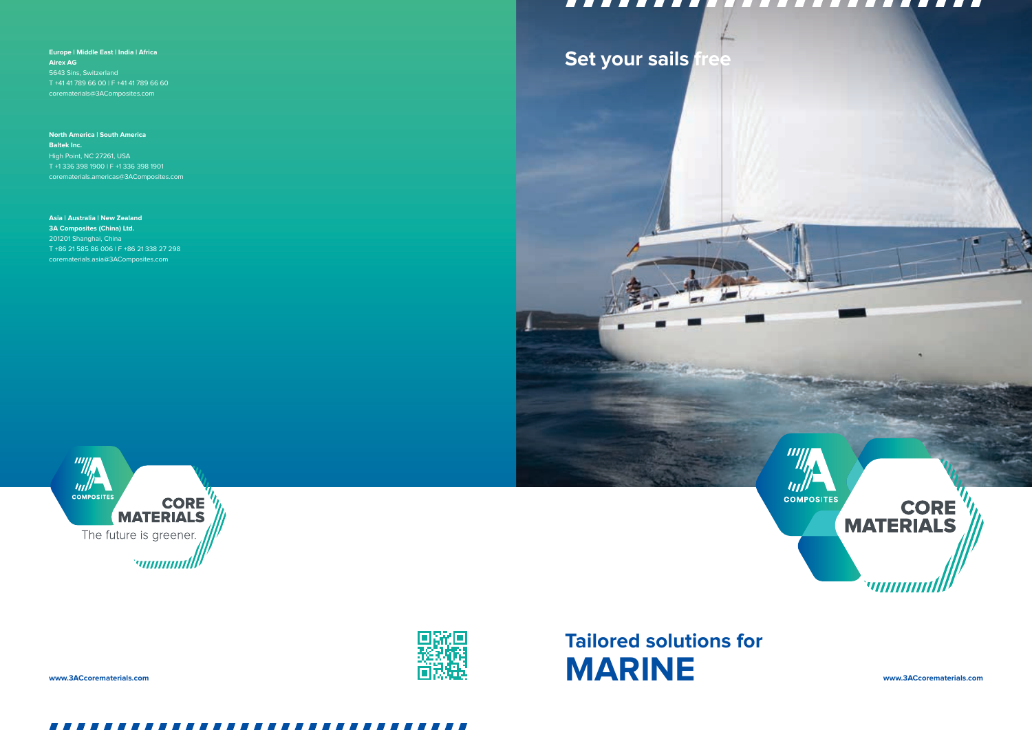**Europe | Middle East | India | Africa**
**Airex AG**
5643 Sins, Switzerland
T +41 41 789 66 00 | F +41 41 789 66 60
corematerials@3ACcomposites.com

**North America | South America**
**Baltek Inc.**
High Point, NC 27261, USA
T +1 336 398 1900 | F +1 336 398 1901
corematerials.americas@3ACcomposites.com

**Asia | Australia | New Zealand**
**3A Composites (China) Ltd.**
201201 Shanghai, China
T +86 21 585 86 006 | F +86 21 338 27 298
corematerials.asia@3ACcomposites.com

3A COMPOSITES CORE MATERIALS
The future is greener.

**www.3ACcorematerials.com**

## Set your sails free

3A COMPOSITES CORE MATERIALS

## Tailored solutions for
# MARINE

**www.3ACcorematerials.com**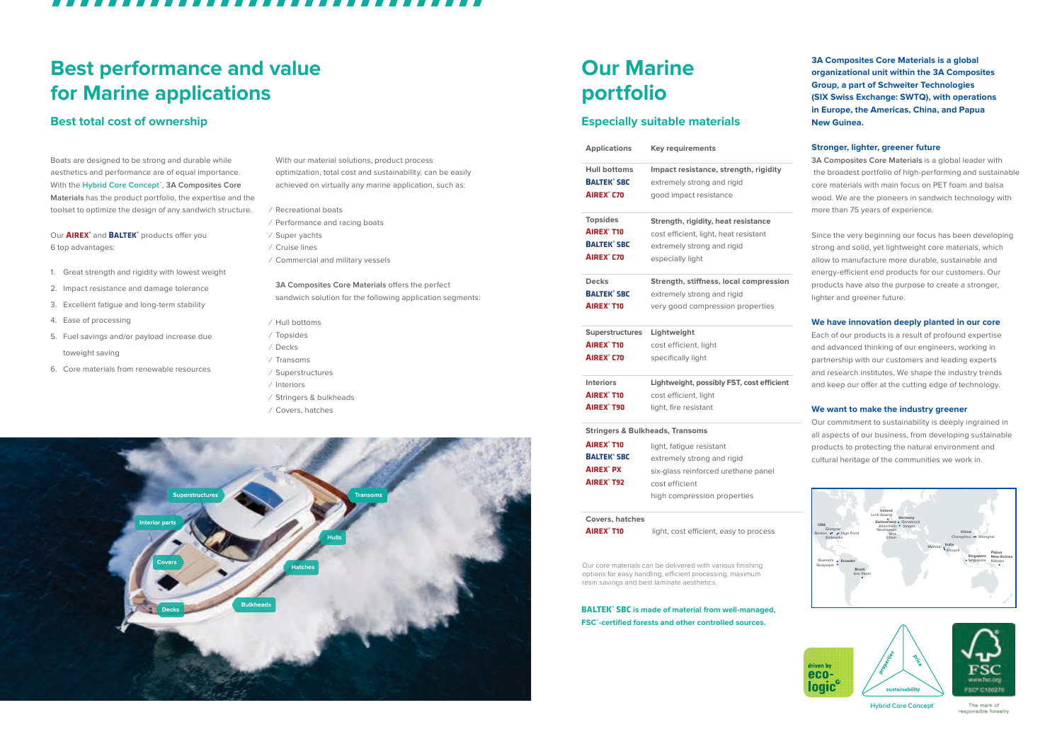# Best performance and value for Marine applications

## Best total cost of ownership

Boats are designed to be strong and durable while aesthetics and performance are of equal importance. With the Hybrid Core Concept®, **3A Composites Core Materials** has the product portfolio, the expertise and the toolset to optimize the design of any sandwich structure.

Our **AIREX®** and **BALTEK®** products offer you 6 top advantages:

1. Great strength and rigidity with lowest weight
2. Impact resistance and damage tolerance
3. Excellent fatigue and long-term stability
4. Ease of processing
5. Fuel savings and/or payload increase due toweight saving
6. Core materials from renewable resources

With our material solutions, product process optimization, total cost and sustainability, can be easily achieved on virtually any marine application, such as:

- Recreational boats
- Performance and racing boats
- Super yachts
- Cruise lines
- Commercial and military vessels

**3A Composites Core Materials** offers the perfect sandwich solution for the following application segments:

- Hull bottoms
- Topsides
- Decks
- Transoms
- Superstructures
- Interiors
- Stringers & bulkheads
- Covers, hatches

Superstructures
Transoms
Interior parts
Hulls
Covers
Hatches
Decks
Bulkheads

# Our Marine portfolio

## Especially suitable materials

| Applications | Key requirements |
|---|---|
| **Hull bottoms** | **Impact resistance, strength, rigidity** |
| **BALTEK® SBC** | extremely strong and rigid |
| **AIREX® C70** | good impact resistance |
| **Topsides** | **Strength, rigidity, heat resistance** |
| **AIREX® T10** | cost efficient, light, heat resistant |
| **BALTEK® SBC** | extremely strong and rigid |
| **AIREX® C70** | especially light |
| **Decks** | **Strength, stiffness, local compression** |
| **BALTEK® SBC** | extremely strong and rigid |
| **AIREX® T10** | very good compression properties |
| **Superstructures** | **Lightweight** |
| **AIREX® T10** | cost efficient, light |
| **AIREX® C70** | specifically light |
| **Interiors** | **Lightweight, possibly FST, cost efficient** |
| **AIREX® T10** | cost efficient, light |
| **AIREX® T90** | light, fire resistant |
| **Stringers & Bulkheads, Transoms** | |
| **AIREX® T10** | light, fatigue resistant |
| **BALTEK® SBC** | extremely strong and rigid |
| **AIREX® PX** | six-glass reinforced urethane panel |
| **AIREX® T92** | cost efficient |
| | high compression properties |
| **Covers, hatches** | |
| **AIREX® T10** | light, cost efficient, easy to process |

Our core materials can be delivered with various finishing options for easy handling, efficient processing, maximum resin savings and best laminate aesthetics.

**BALTEK® SBC is made of material from well-managed, FSC®-certified forests and other controlled sources.**

**3A Composites Core Materials is a global organizational unit within the 3A Composites Group, a part of Schweiter Technologies (SIX Swiss Exchange: SWTQ), with operations in Europe, the Americas, China, and Papua New Guinea.**

### Stronger, lighter, greener future

**3A Composites Core Materials** is a global leader with the broadest portfolio of high-performing and sustainable core materials with main focus on PET foam and balsa wood. We are the pioneers in sandwich technology with more than 75 years of experience.

Since the very beginning our focus has been developing strong and solid, yet lightweight core materials, which allow to manufacture more durable, sustainable and energy-efficient end products for our customers. Our products have also the purpose to create a stronger, lighter and greener future.

### We have innovation deeply planted in our core

Each of our products is a result of profound expertise and advanced thinking of our engineers, working in partnership with our customers and leading experts and research institutes. We shape the industry trends and keep our offer at the cutting edge of technology.

### We want to make the industry greener

Our commitment to sustainability is deeply ingrained in all aspects of our business, from developing sustainable products to protecting the natural environment and cultural heritage of the communities we work in.

USA
Glasgow
Benton
High Point
Statesville
Ireland
Loch Gowna
Germany
Osnabrück
Switzerland
Altenrhein
Singen
Neuhausen
Sins
Cham
China
Changzhou
Shanghai
India
Mumbai
Khopoli
Ecuador
Quevedo
Guayaquil
Brazil
Sao Paulo
Singapore
Singapore
Papua New Guinea
Kokopo

driven by eco-logic

properties
price
sustainability
Hybrid Core Concept®

FSC
www.fsc.org
FSC® C100270
The mark of responsible forestry